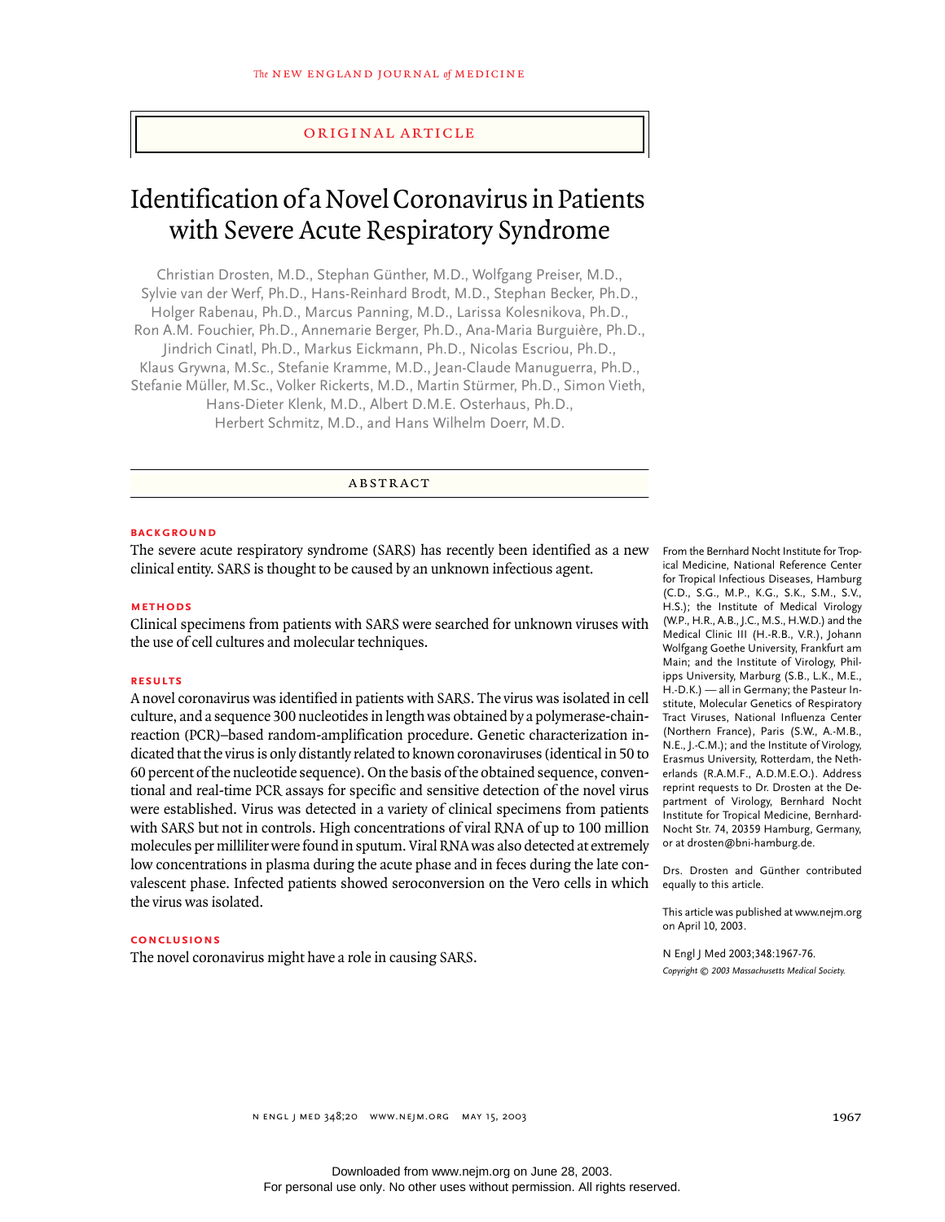ORIGINAL ARTICLE

# Identification of a Novel Coronavirus in Patients with Severe Acute Respiratory Syndrome

Christian Drosten, M.D., Stephan Günther, M.D., Wolfgang Preiser, M.D., Sylvie van der Werf, Ph.D., Hans-Reinhard Brodt, M.D., Stephan Becker, Ph.D., Holger Rabenau, Ph.D., Marcus Panning, M.D., Larissa Kolesnikova, Ph.D., Ron A.M. Fouchier, Ph.D., Annemarie Berger, Ph.D., Ana-Maria Burguière, Ph.D., Jindrich Cinatl, Ph.D., Markus Eickmann, Ph.D., Nicolas Escriou, Ph.D., Klaus Grywna, M.Sc., Stefanie Kramme, M.D., Jean-Claude Manuguerra, Ph.D., Stefanie Müller, M.Sc., Volker Rickerts, M.D., Martin Stürmer, Ph.D., Simon Vieth, Hans-Dieter Klenk, M.D., Albert D.M.E. Osterhaus, Ph.D., Herbert Schmitz, M.D., and Hans Wilhelm Doerr, M.D.

## ABSTRACT

### BACKGROUND

The severe acute respiratory syndrome (SARS) has recently been identified as a new clinical entity. SARS is thought to be caused by an unknown infectious agent.

### METHODS

Clinical specimens from patients with SARS were searched for unknown viruses with the use of cell cultures and molecular techniques.

### RESULTS

A novel coronavirus was identified in patients with SARS. The virus was isolated in cell culture, and a sequence 300 nucleotides in length was obtained by a polymerase-chain-reaction (PCR)–based random-amplification procedure. Genetic characterization indicated that the virus is only distantly related to known coronaviruses (identical in 50 to 60 percent of the nucleotide sequence). On the basis of the obtained sequence, conventional and real-time PCR assays for specific and sensitive detection of the novel virus were established. Virus was detected in a variety of clinical specimens from patients with SARS but not in controls. High concentrations of viral RNA of up to 100 million molecules per milliliter were found in sputum. Viral RNA was also detected at extremely low concentrations in plasma during the acute phase and in feces during the late convalescent phase. Infected patients showed seroconversion on the Vero cells in which the virus was isolated.

### CONCLUSIONS

The novel coronavirus might have a role in causing SARS.

From the Bernhard Nocht Institute for Tropical Medicine, National Reference Center for Tropical Infectious Diseases, Hamburg (C.D., S.G., M.P., K.G., S.K., S.M., S.V., H.S.); the Institute of Medical Virology (W.P., H.R., A.B., J.C., M.S., H.W.D.) and the Medical Clinic III (H.-R.B., V.R.), Johann Wolfgang Goethe University, Frankfurt am Main; and the Institute of Virology, Philipps University, Marburg (S.B., L.K., M.E., H.-D.K.) — all in Germany; the Pasteur Institute, Molecular Genetics of Respiratory Tract Viruses, National Influenza Center (Northern France), Paris (S.W., A.-M.B., N.E., J.-C.M.); and the Institute of Virology, Erasmus University, Rotterdam, the Netherlands (R.A.M.F., A.D.M.E.O.). Address reprint requests to Dr. Drosten at the Department of Virology, Bernhard Nocht Institute for Tropical Medicine, Bernhard-Nocht Str. 74, 20359 Hamburg, Germany, or at drosten@bni-hamburg.de.

Drs. Drosten and Günther contributed equally to this article.

This article was published at www.nejm.org on April 10, 2003.

N Engl J Med 2003;348:1967-76.

*Copyright © 2003 Massachusetts Medical Society.*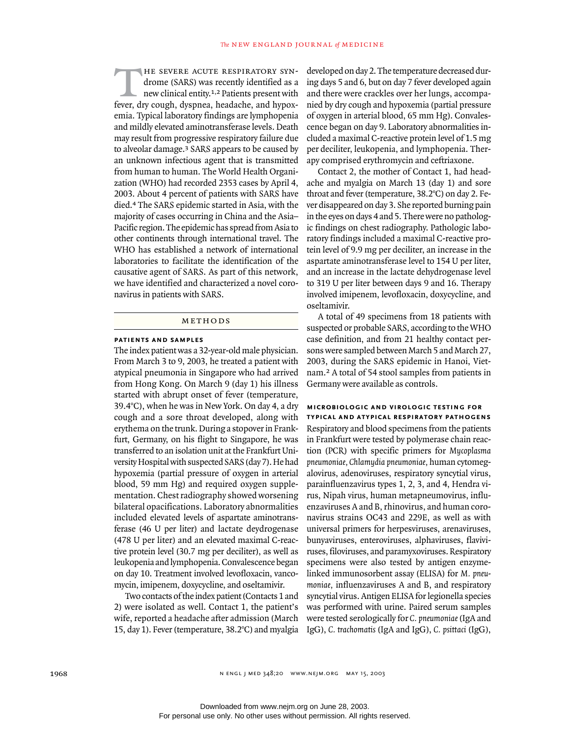The severe acute respiratory syndrome (SARS) was recently identified as a new clinical entity.[1,2] Patients present with fever, dry cough, dyspnea, headache, and hypoxemia. Typical laboratory findings are lymphopenia and mildly elevated aminotransferase levels. Death may result from progressive respiratory failure due to alveolar damage.[3] SARS appears to be caused by an unknown infectious agent that is transmitted from human to human. The World Health Organization (WHO) had recorded 2353 cases by April 4, 2003. About 4 percent of patients with SARS have died.[4] The SARS epidemic started in Asia, with the majority of cases occurring in China and the Asia–Pacific region. The epidemic has spread from Asia to other continents through international travel. The WHO has established a network of international laboratories to facilitate the identification of the causative agent of SARS. As part of this network, we have identified and characterized a novel coronavirus in patients with SARS.

## Methods

### Patients and Samples

The index patient was a 32-year-old male physician. From March 3 to 9, 2003, he treated a patient with atypical pneumonia in Singapore who had arrived from Hong Kong. On March 9 (day 1) his illness started with abrupt onset of fever (temperature, 39.4°C), when he was in New York. On day 4, a dry cough and a sore throat developed, along with erythema on the trunk. During a stopover in Frankfurt, Germany, on his flight to Singapore, he was transferred to an isolation unit at the Frankfurt University Hospital with suspected SARS (day 7). He had hypoxemia (partial pressure of oxygen in arterial blood, 59 mm Hg) and required oxygen supplementation. Chest radiography showed worsening bilateral opacifications. Laboratory abnormalities included elevated levels of aspartate aminotransferase (46 U per liter) and lactate deydrogenase (478 U per liter) and an elevated maximal C-reactive protein level (30.7 mg per deciliter), as well as leukopenia and lymphopenia. Convalescence began on day 10. Treatment involved levofloxacin, vancomycin, imipenem, doxycycline, and oseltamivir.

Two contacts of the index patient (Contacts 1 and 2) were isolated as well. Contact 1, the patient's wife, reported a headache after admission (March 15, day 1). Fever (temperature, 38.2°C) and myalgia developed on day 2. The temperature decreased during days 5 and 6, but on day 7 fever developed again and there were crackles over her lungs, accompanied by dry cough and hypoxemia (partial pressure of oxygen in arterial blood, 65 mm Hg). Convalescence began on day 9. Laboratory abnormalities included a maximal C-reactive protein level of 1.5 mg per deciliter, leukopenia, and lymphopenia. Therapy comprised erythromycin and ceftriaxone.

Contact 2, the mother of Contact 1, had headache and myalgia on March 13 (day 1) and sore throat and fever (temperature, 38.2°C) on day 2. Fever disappeared on day 3. She reported burning pain in the eyes on days 4 and 5. There were no pathologic findings on chest radiography. Pathologic laboratory findings included a maximal C-reactive protein level of 9.9 mg per deciliter, an increase in the aspartate aminotransferase level to 154 U per liter, and an increase in the lactate dehydrogenase level to 319 U per liter between days 9 and 16. Therapy involved imipenem, levofloxacin, doxycycline, and oseltamivir.

A total of 49 specimens from 18 patients with suspected or probable SARS, according to the WHO case definition, and from 21 healthy contact persons were sampled between March 5 and March 27, 2003, during the SARS epidemic in Hanoi, Vietnam.[2] A total of 54 stool samples from patients in Germany were available as controls.

### Microbiologic and Virologic Testing for Typical and Atypical Respiratory Pathogens

Respiratory and blood specimens from the patients in Frankfurt were tested by polymerase chain reaction (PCR) with specific primers for *Mycoplasma pneumoniae*, *Chlamydia pneumoniae*, human cytomegalovirus, adenoviruses, respiratory syncytial virus, parainfluenzavirus types 1, 2, 3, and 4, Hendra virus, Nipah virus, human metapneumovirus, influenzaviruses A and B, rhinovirus, and human coronavirus strains OC43 and 229E, as well as with universal primers for herpesviruses, arenaviruses, bunyaviruses, enteroviruses, alphaviruses, flaviviruses, filoviruses, and paramyxoviruses. Respiratory specimens were also tested by antigen enzyme-linked immunosorbent assay (ELISA) for *M. pneumoniae*, influenzaviruses A and B, and respiratory syncytial virus. Antigen ELISA for legionella species was performed with urine. Paired serum samples were tested serologically for *C. pneumoniae* (IgA and IgG), *C. trachomatis* (IgA and IgG), *C. psittaci* (IgG),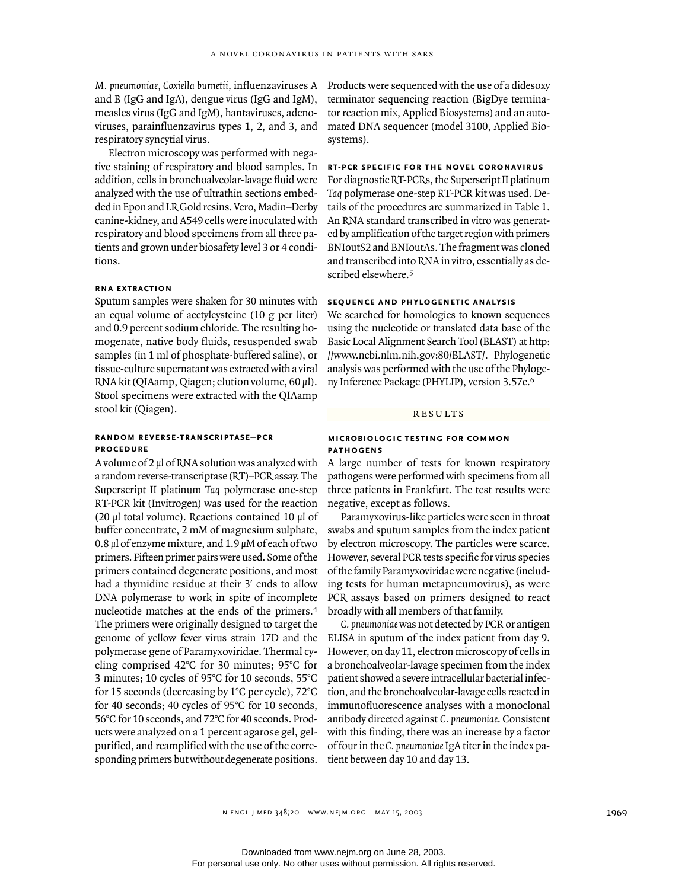*M. pneumoniae, Coxiella burnetii,* influenzaviruses A and B (IgG and IgA), dengue virus (IgG and IgM), measles virus (IgG and IgM), hantaviruses, adenoviruses, parainfluenzavirus types 1, 2, and 3, and respiratory syncytial virus.

Electron microscopy was performed with negative staining of respiratory and blood samples. In addition, cells in bronchoalveolar-lavage fluid were analyzed with the use of ultrathin sections embedded in Epon and LR Gold resins. Vero, Madin–Derby canine-kidney, and A549 cells were inoculated with respiratory and blood specimens from all three patients and grown under biosafety level 3 or 4 conditions.

#### RNA EXTRACTION

Sputum samples were shaken for 30 minutes with an equal volume of acetylcysteine (10 g per liter) and 0.9 percent sodium chloride. The resulting homogenate, native body fluids, resuspended swab samples (in 1 ml of phosphate-buffered saline), or tissue-culture supernatant was extracted with a viral RNA kit (QIAamp, Qiagen; elution volume, 60 µl). Stool specimens were extracted with the QIAamp stool kit (Qiagen).

#### RANDOM REVERSE-TRANSCRIPTASE–PCR PROCEDURE

A volume of 2 µl of RNA solution was analyzed with a random reverse-transcriptase (RT)–PCR assay. The Superscript II platinum *Taq* polymerase one-step RT-PCR kit (Invitrogen) was used for the reaction (20 µl total volume). Reactions contained 10 µl of buffer concentrate, 2 mM of magnesium sulphate, 0.8 µl of enzyme mixture, and 1.9 µM of each of two primers. Fifteen primer pairs were used. Some of the primers contained degenerate positions, and most had a thymidine residue at their 3′ ends to allow DNA polymerase to work in spite of incomplete nucleotide matches at the ends of the primers.[4] The primers were originally designed to target the genome of yellow fever virus strain 17D and the polymerase gene of Paramyxoviridae. Thermal cycling comprised 42°C for 30 minutes; 95°C for 3 minutes; 10 cycles of 95°C for 10 seconds, 55°C for 15 seconds (decreasing by 1°C per cycle), 72°C for 40 seconds; 40 cycles of 95°C for 10 seconds, 56°C for 10 seconds, and 72°C for 40 seconds. Products were analyzed on a 1 percent agarose gel, gel-purified, and reamplified with the use of the corresponding primers but without degenerate positions. Products were sequenced with the use of a didesoxy terminator sequencing reaction (BigDye terminator reaction mix, Applied Biosystems) and an automated DNA sequencer (model 3100, Applied Biosystems).

#### RT-PCR SPECIFIC FOR THE NOVEL CORONAVIRUS

For diagnostic RT-PCRs, the Superscript II platinum *Taq* polymerase one-step RT-PCR kit was used. Details of the procedures are summarized in Table 1. An RNA standard transcribed in vitro was generated by amplification of the target region with primers BNIoutS2 and BNIoutAs. The fragment was cloned and transcribed into RNA in vitro, essentially as described elsewhere.[5]

#### SEQUENCE AND PHYLOGENETIC ANALYSIS

We searched for homologies to known sequences using the nucleotide or translated data base of the Basic Local Alignment Search Tool (BLAST) at http://www.ncbi.nlm.nih.gov:80/BLAST/. Phylogenetic analysis was performed with the use of the Phylogeny Inference Package (PHYLIP), version 3.57c.[6]

## RESULTS

#### MICROBIOLOGIC TESTING FOR COMMON PATHOGENS

A large number of tests for known respiratory pathogens were performed with specimens from all three patients in Frankfurt. The test results were negative, except as follows.

Paramyxovirus-like particles were seen in throat swabs and sputum samples from the index patient by electron microscopy. The particles were scarce. However, several PCR tests specific for virus species of the family Paramyxoviridae were negative (including tests for human metapneumovirus), as were PCR assays based on primers designed to react broadly with all members of that family.

*C. pneumoniae* was not detected by PCR or antigen ELISA in sputum of the index patient from day 9. However, on day 11, electron microscopy of cells in a bronchoalveolar-lavage specimen from the index patient showed a severe intracellular bacterial infection, and the bronchoalveolar-lavage cells reacted in immunofluorescence analyses with a monoclonal antibody directed against *C. pneumoniae*. Consistent with this finding, there was an increase by a factor of four in the *C. pneumoniae* IgA titer in the index patient between day 10 and day 13.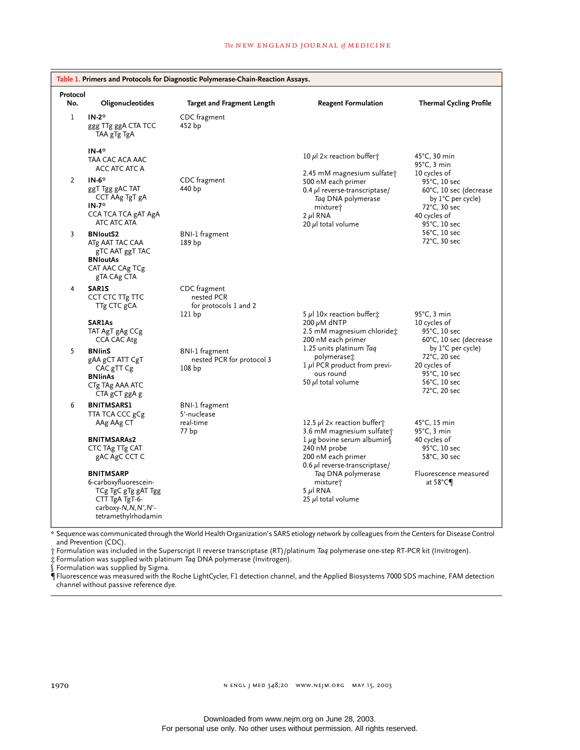**Table 1. Primers and Protocols for Diagnostic Polymerase-Chain-Reaction Assays.**

| Protocol No. | Oligonucleotides | Target and Fragment Length | Reagent Formulation | Thermal Cycling Profile |
|---|---|---|---|---|
| 1 | **IN-2*** ggg TTg ggA CTA TCC TAA gTg TgA **IN-4*** TAA CAC ACA AAC ACC ATC ATC A | CDC fragment 452 bp | 10 μl 2× reaction buffer† 2.45 mM magnesium sulfate† 500 nM each primer 0.4 μl reverse-transcriptase/*Taq* DNA polymerase mixture† 2 μl RNA 20 μl total volume | 45°C, 30 min 95°C, 3 min 10 cycles of 95°C, 10 sec 60°C, 10 sec (decrease by 1°C per cycle) 72°C, 30 sec 40 cycles of 95°C, 10 sec 56°C, 10 sec 72°C, 30 sec |
| 2 | **IN-6*** ggT Tgg gAC TAT CCT AAg TgT gA **IN-7*** CCA TCA TCA gAT AgA ATC ATC ATA | CDC fragment 440 bp | | |
| 3 | **BNIoutS2** ATg AAT TAC CAA gTC AAT ggT TAC **BNIoutAs** CAT AAC CAg TCg gTA CAg CTA | BNI-1 fragment 189 bp | | |
| 4 | **SAR1S** CCT CTC TTg TTC TTg CTC gCA **SAR1As** TAT AgT gAg CCg CCA CAC Atg | CDC fragment nested PCR for protocols 1 and 2 121 bp | 5 μl 10× reaction buffer‡ 200 μM dNTP 2.5 mM magnesium chloride‡ 200 nM each primer 1.25 units platinum *Taq* polymerase‡ 1 μl PCR product from previous round 50 μl total volume | 95°C, 3 min 10 cycles of 95°C, 10 sec 60°C, 10 sec (decrease by 1°C per cycle) 72°C, 20 sec 20 cycles of 95°C, 10 sec 56°C, 10 sec 72°C, 20 sec |
| 5 | **BNIinS** gAA gCT ATT CgT CAC gTT Cg **BNIinAs** CTg TAg AAA ATC CTA gCT ggA g | BNI-1 fragment nested PCR for protocol 3 108 bp | | |
| 6 | **BNITMSARS1** TTA TCA CCC gCg AAg AAg CT **BNITMSARAs2** CTC TAg TTg CAT gAC AgC CCT C **BNITMSARP** 6-carboxyfluorescein-TCg TgC gTg gAT Tgg CTT TgA TgT-6-carboxy-*N,N,N′,N′*-tetramethylrhodamin | BNI-1 fragment 5′-nuclease real-time 77 bp | 12.5 μl 2× reaction buffer† 3.6 mM magnesium sulfate† 1 μg bovine serum albumin§ 240 nM probe 200 nM each primer 0.6 μl reverse-transcriptase/*Taq* DNA polymerase mixture† 5 μl RNA 25 μl total volume | 45°C, 15 min 95°C, 3 min 40 cycles of 95°C, 10 sec 58°C, 30 sec Fluorescence measured at 58°C¶ |

\* Sequence was communicated through the World Health Organization's SARS etiology network by colleagues from the Centers for Disease Control and Prevention (CDC).

† Formulation was included in the Superscript II reverse transcriptase (RT)/platinum *Taq* polymerase one-step RT-PCR kit (Invitrogen).

‡ Formulation was supplied with platinum *Taq* DNA polymerase (Invitrogen).

§ Formulation was supplied by Sigma.

¶ Fluorescence was measured with the Roche LightCycler, F1 detection channel, and the Applied Biosystems 7000 SDS machine, FAM detection channel without passive reference dye.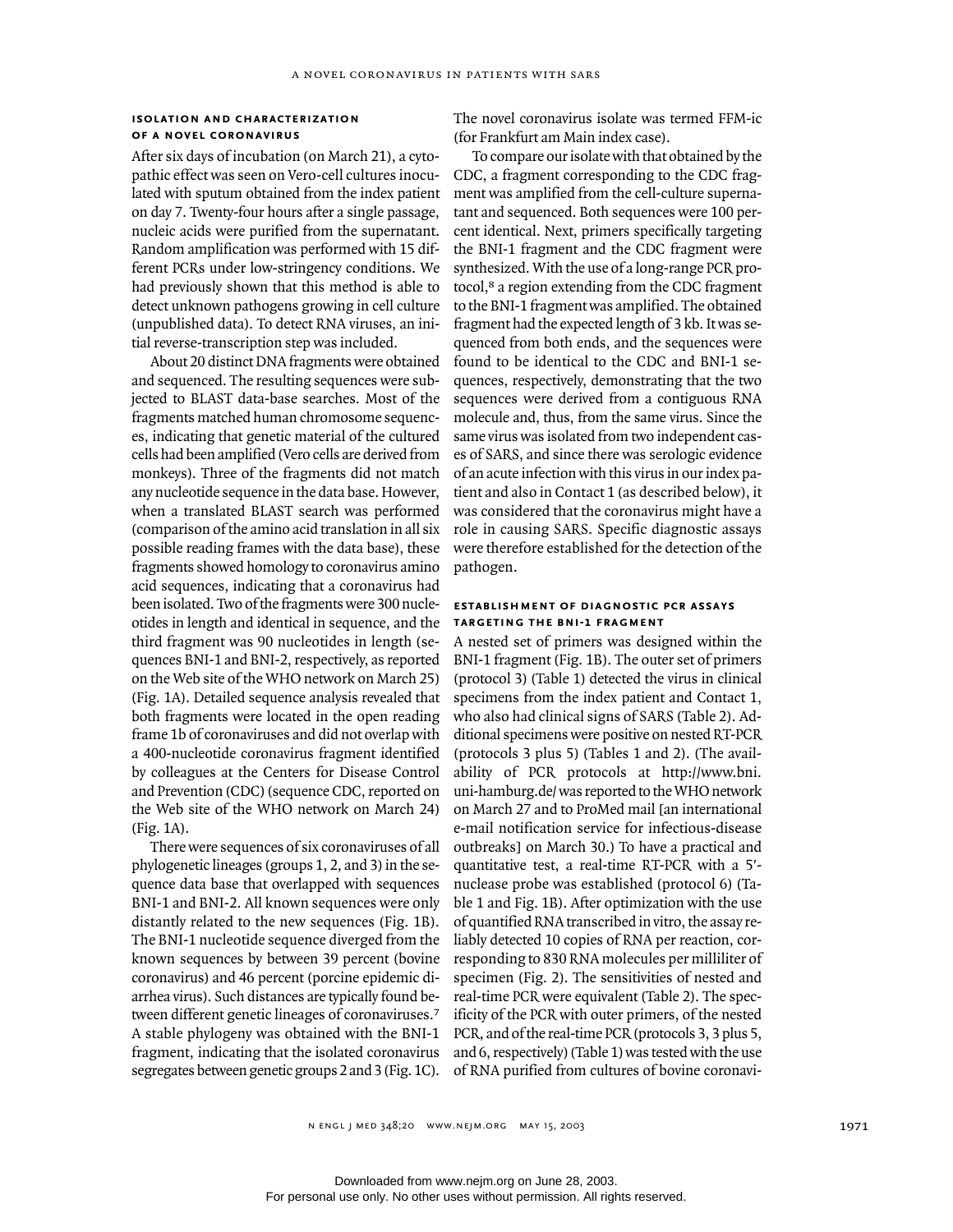### Isolation and Characterization of a Novel Coronavirus

After six days of incubation (on March 21), a cytopathic effect was seen on Vero-cell cultures inoculated with sputum obtained from the index patient on day 7. Twenty-four hours after a single passage, nucleic acids were purified from the supernatant. Random amplification was performed with 15 different PCRs under low-stringency conditions. We had previously shown that this method is able to detect unknown pathogens growing in cell culture (unpublished data). To detect RNA viruses, an initial reverse-transcription step was included.

About 20 distinct DNA fragments were obtained and sequenced. The resulting sequences were subjected to BLAST data-base searches. Most of the fragments matched human chromosome sequences, indicating that genetic material of the cultured cells had been amplified (Vero cells are derived from monkeys). Three of the fragments did not match any nucleotide sequence in the data base. However, when a translated BLAST search was performed (comparison of the amino acid translation in all six possible reading frames with the data base), these fragments showed homology to coronavirus amino acid sequences, indicating that a coronavirus had been isolated. Two of the fragments were 300 nucleotides in length and identical in sequence, and the third fragment was 90 nucleotides in length (sequences BNI-1 and BNI-2, respectively, as reported on the Web site of the WHO network on March 25) (Fig. 1A). Detailed sequence analysis revealed that both fragments were located in the open reading frame 1b of coronaviruses and did not overlap with a 400-nucleotide coronavirus fragment identified by colleagues at the Centers for Disease Control and Prevention (CDC) (sequence CDC, reported on the Web site of the WHO network on March 24) (Fig. 1A).

There were sequences of six coronaviruses of all phylogenetic lineages (groups 1, 2, and 3) in the sequence data base that overlapped with sequences BNI-1 and BNI-2. All known sequences were only distantly related to the new sequences (Fig. 1B). The BNI-1 nucleotide sequence diverged from the known sequences by between 39 percent (bovine coronavirus) and 46 percent (porcine epidemic diarrhea virus). Such distances are typically found between different genetic lineages of coronaviruses.[7] A stable phylogeny was obtained with the BNI-1 fragment, indicating that the isolated coronavirus segregates between genetic groups 2 and 3 (Fig. 1C). The novel coronavirus isolate was termed FFM-ic (for Frankfurt am Main index case).

To compare our isolate with that obtained by the CDC, a fragment corresponding to the CDC fragment was amplified from the cell-culture supernatant and sequenced. Both sequences were 100 percent identical. Next, primers specifically targeting the BNI-1 fragment and the CDC fragment were synthesized. With the use of a long-range PCR protocol,[8] a region extending from the CDC fragment to the BNI-1 fragment was amplified. The obtained fragment had the expected length of 3 kb. It was sequenced from both ends, and the sequences were found to be identical to the CDC and BNI-1 sequences, respectively, demonstrating that the two sequences were derived from a contiguous RNA molecule and, thus, from the same virus. Since the same virus was isolated from two independent cases of SARS, and since there was serologic evidence of an acute infection with this virus in our index patient and also in Contact 1 (as described below), it was considered that the coronavirus might have a role in causing SARS. Specific diagnostic assays were therefore established for the detection of the pathogen.

### Establishment of Diagnostic PCR Assays Targeting the BNI-1 Fragment

A nested set of primers was designed within the BNI-1 fragment (Fig. 1B). The outer set of primers (protocol 3) (Table 1) detected the virus in clinical specimens from the index patient and Contact 1, who also had clinical signs of SARS (Table 2). Additional specimens were positive on nested RT-PCR (protocols 3 plus 5) (Tables 1 and 2). (The availability of PCR protocols at http://www.bni.uni-hamburg.de/ was reported to the WHO network on March 27 and to ProMed mail [an international e-mail notification service for infectious-disease outbreaks] on March 30.) To have a practical and quantitative test, a real-time RT-PCR with a 5′-nuclease probe was established (protocol 6) (Table 1 and Fig. 1B). After optimization with the use of quantified RNA transcribed in vitro, the assay reliably detected 10 copies of RNA per reaction, corresponding to 830 RNA molecules per milliliter of specimen (Fig. 2). The sensitivities of nested and real-time PCR were equivalent (Table 2). The specificity of the PCR with outer primers, of the nested PCR, and of the real-time PCR (protocols 3, 3 plus 5, and 6, respectively) (Table 1) was tested with the use of RNA purified from cultures of bovine coronavi-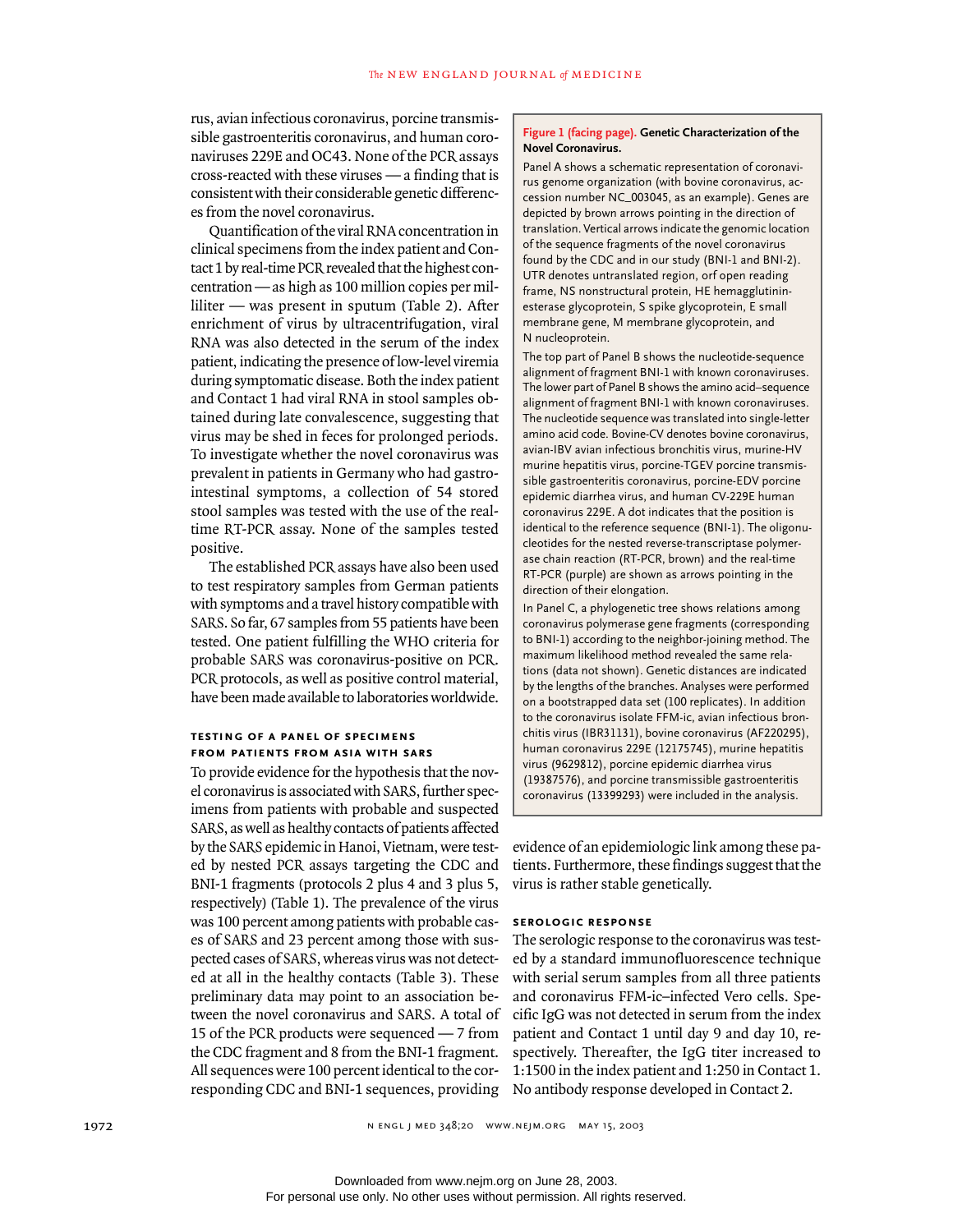rus, avian infectious coronavirus, porcine transmissible gastroenteritis coronavirus, and human coronaviruses 229E and OC43. None of the PCR assays cross-reacted with these viruses — a finding that is consistent with their considerable genetic differences from the novel coronavirus.

Quantification of the viral RNA concentration in clinical specimens from the index patient and Contact 1 by real-time PCR revealed that the highest concentration — as high as 100 million copies per milliliter — was present in sputum (Table 2). After enrichment of virus by ultracentrifugation, viral RNA was also detected in the serum of the index patient, indicating the presence of low-level viremia during symptomatic disease. Both the index patient and Contact 1 had viral RNA in stool samples obtained during late convalescence, suggesting that virus may be shed in feces for prolonged periods. To investigate whether the novel coronavirus was prevalent in patients in Germany who had gastrointestinal symptoms, a collection of 54 stored stool samples was tested with the use of the real-time RT-PCR assay. None of the samples tested positive.

The established PCR assays have also been used to test respiratory samples from German patients with symptoms and a travel history compatible with SARS. So far, 67 samples from 55 patients have been tested. One patient fulfilling the WHO criteria for probable SARS was coronavirus-positive on PCR. PCR protocols, as well as positive control material, have been made available to laboratories worldwide.

### TESTING OF A PANEL OF SPECIMENS FROM PATIENTS FROM ASIA WITH SARS

To provide evidence for the hypothesis that the novel coronavirus is associated with SARS, further specimens from patients with probable and suspected SARS, as well as healthy contacts of patients affected by the SARS epidemic in Hanoi, Vietnam, were tested by nested PCR assays targeting the CDC and BNI-1 fragments (protocols 2 plus 4 and 3 plus 5, respectively) (Table 1). The prevalence of the virus was 100 percent among patients with probable cases of SARS and 23 percent among those with suspected cases of SARS, whereas virus was not detected at all in the healthy contacts (Table 3). These preliminary data may point to an association between the novel coronavirus and SARS. A total of 15 of the PCR products were sequenced — 7 from the CDC fragment and 8 from the BNI-1 fragment. All sequences were 100 percent identical to the corresponding CDC and BNI-1 sequences, providing evidence of an epidemiologic link among these patients. Furthermore, these findings suggest that the virus is rather stable genetically.

**Figure 1 (facing page). Genetic Characterization of the Novel Coronavirus.**

Panel A shows a schematic representation of coronavirus genome organization (with bovine coronavirus, accession number NC_003045, as an example). Genes are depicted by brown arrows pointing in the direction of translation. Vertical arrows indicate the genomic location of the sequence fragments of the novel coronavirus found by the CDC and in our study (BNI-1 and BNI-2). UTR denotes untranslated region, orf open reading frame, NS nonstructural protein, HE hemagglutinin-esterase glycoprotein, S spike glycoprotein, E small membrane gene, M membrane glycoprotein, and N nucleoprotein.

The top part of Panel B shows the nucleotide-sequence alignment of fragment BNI-1 with known coronaviruses. The lower part of Panel B shows the amino acid–sequence alignment of fragment BNI-1 with known coronaviruses. The nucleotide sequence was translated into single-letter amino acid code. Bovine-CV denotes bovine coronavirus, avian-IBV avian infectious bronchitis virus, murine-HV murine hepatitis virus, porcine-TGEV porcine transmissible gastroenteritis coronavirus, porcine-EDV porcine epidemic diarrhea virus, and human CV-229E human coronavirus 229E. A dot indicates that the position is identical to the reference sequence (BNI-1). The oligonucleotides for the nested reverse-transcriptase polymerase chain reaction (RT-PCR, brown) and the real-time RT-PCR (purple) are shown as arrows pointing in the direction of their elongation.

In Panel C, a phylogenetic tree shows relations among coronavirus polymerase gene fragments (corresponding to BNI-1) according to the neighbor-joining method. The maximum likelihood method revealed the same relations (data not shown). Genetic distances are indicated by the lengths of the branches. Analyses were performed on a bootstrapped data set (100 replicates). In addition to the coronavirus isolate FFM-ic, avian infectious bronchitis virus (IBR31131), bovine coronavirus (AF220295), human coronavirus 229E (12175745), murine hepatitis virus (9629812), porcine epidemic diarrhea virus (19387576), and porcine transmissible gastroenteritis coronavirus (13399293) were included in the analysis.

### SEROLOGIC RESPONSE

The serologic response to the coronavirus was tested by a standard immunofluorescence technique with serial serum samples from all three patients and coronavirus FFM-ic–infected Vero cells. Specific IgG was not detected in serum from the index patient and Contact 1 until day 9 and day 10, respectively. Thereafter, the IgG titer increased to 1:1500 in the index patient and 1:250 in Contact 1. No antibody response developed in Contact 2.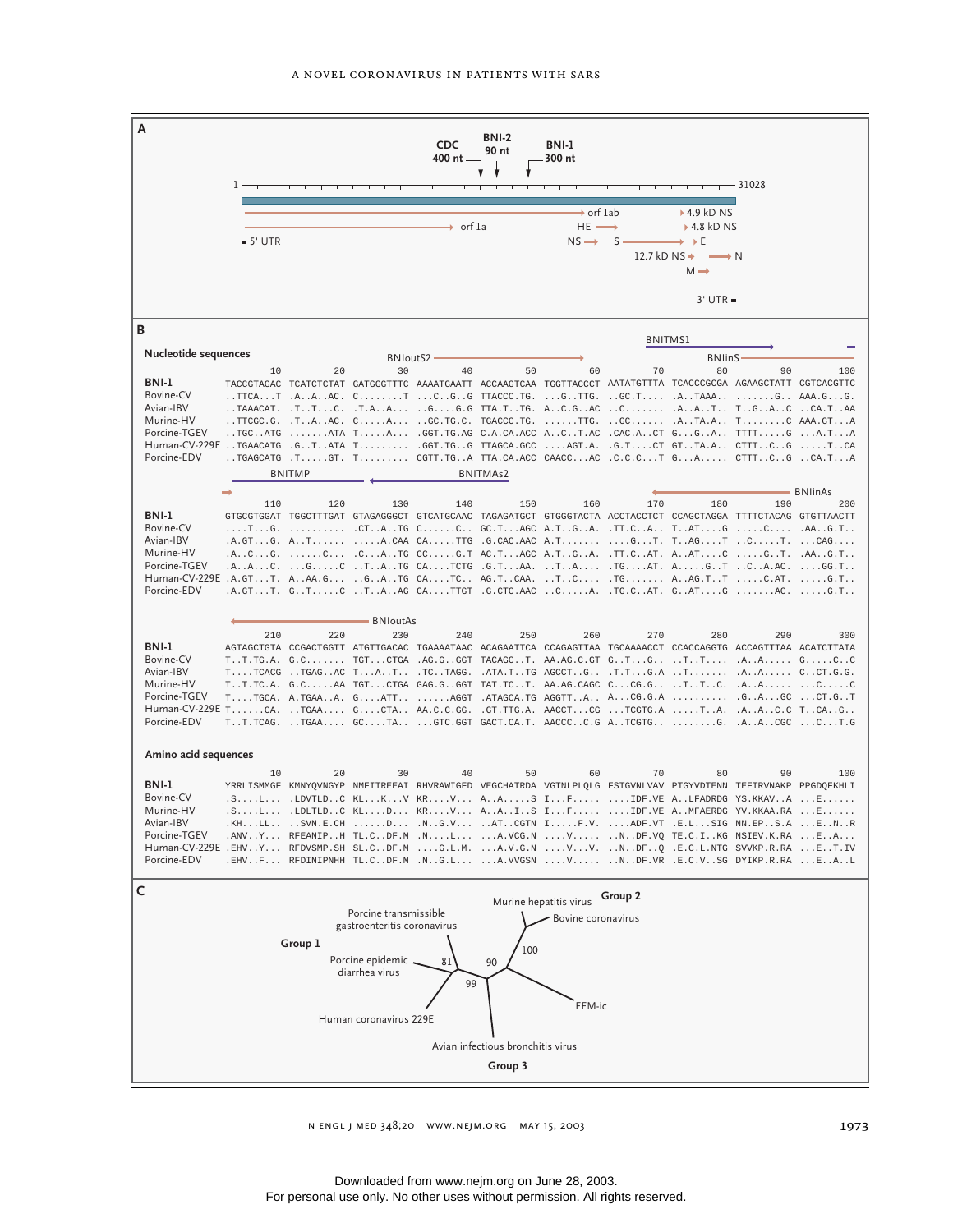**A**

CDC 400 nt — BNI-2 90 nt — BNI-1 300 nt

1 ——————————————————————————— 31028

orf 1ab; orf 1a; 5′ UTR; HE; NS; S; 4.9 kD NS; 4.8 kD NS; E; 12.7 kD NS; N; M; 3′ UTR

**B**

**Nucleotide sequences**

Primers: BNIoutS2, BNITMS1, BNIinS

```
                    10         20         30         40         50         60         70         80         90        100
BNI-1        TACCGTAGAC TCATCTCTAT GATGGGTTTC AAAATGAATT ACCAAGTCAA TGGTTACCCT AATATGTTTA TCACCCGCGA AGAAGCTATT CGTCACGTTC
Bovine-CV    ..TTCA...T .A..A..AC. C........T ...C..G..G TTACCC.TG. ...G..TTG. ..GC.T.... .A..TAAA.. .......G.. AAA.G...G.
Avian-IBV    ..TAAACAT. .T..T...C. .T.A..A... ..G....G.G TTA.T..TG. A..C.G..AC ..C....... .A..A..T.. T..G..A..C ..CA.T..AA
Murine-HV    ..TTCGC.G. .T..A..AC. C.....A... ..GC.TG.C. TGACCC.TG. ......TTG. ..GC...... .A..TA.A.. T........C AAA.GT...A
Porcine-TGEV ..TGC..ATG .......ATA T.....A... .GGT.TG.AG C.A.CA.ACC A..C..T.AC .CAC.A..CT G...G..A.. TTTT.....G ...A.T...A
Human-CV-229E ..TGAACATG .G..T..ATA T......... .GGT.TG..G TTAGCA.GCC ....AGT.A. .G.T....CT GT..TA.A.. CTTT..C..G .....T..CA
Porcine-EDV  ..TGAGCATG .T.....GT. T......... CGTT.TG..A TTA.CA.ACC CAACC...AC .C.C.C...T G...A..... CTTT..C..G ..CA.T...A
```

Primers: BNITMP, BNITMAs2, BNIinAs

```
                   110        120        130        140        150        160        170        180        190        200
BNI-1        GTGCGTGGAT TGGCTTTGAT GTAGAGGGCT GTCATGCAAC TAGAGATGCT GTGGGTACTA ACCTACCTCT CCAGCTAGGA TTTTCTACAG GTGTTAACTT
Bovine-CV    ....T...G. .......... .CT..A..TG C......C.. GC.T....AGC A.T..G..A. .TT.C..A.. T..AT....G .....C.... .AA..G.T..
Avian-IBV    .A.GT...G. A..T...... .....A.CAA CA.....TTG .G.CAC.AAC A.T....... .....G...T. T..AG....T ..C.....T. ...CAG....
Murine-HV    .A..C...G. ......C... .C...A..TG CC.....G.T AC.T....AGC A.T..G..A. .TT.C..AT. A..AT....C .....G..T. .AA..G.T..
Porcine-TGEV .A..A...C. ...G.....C ..T..A..TG CA.....TCTG .G.T....AA. ..T..A.... .TG.....AT. A.....G..T ..C..A.AC. ....GG.T..
Human-CV-229E .A.GT...T. A..AA.G... ..G..A..TG CA.....TC.. AG.T...CAA. ..T..C.... .TG....... A..AG.T..T .....C.AT. .....G.T..
Porcine-EDV  .A.GT...T. G..T.....C ..T..A..AG CA.....TTGT .G.CTC.AAC ..C.....A. .TG.C..AT. G..AT....G .......AC. .....G.T..
```

Primer: BNIoutAs

```
                   210        220        230        240        250        260        270        280        290        300
BNI-1        AGTAGCTGTA CCGACTGGTT ATGTTGACAC TGAAAATAAC ACAGAATTCA CCAGAGTTAA TGCAAAACCT CCACCAGGTG ACCAGTTTAA ACATCTTATA
Bovine-CV    T..T.TG.A. G.C....... TGT...CTGA .AG.G..GGT TACAGC..T. AA.AG.C.GT G..T...G.. ..T..T.... .A..A..... G.....C..C
Avian-IBV    T....TCACG ..TGAG..AC T...A..T.. .TC..TAGG. .ATA.T..TG AGCCT..G.. .T.T....G.A ..T....... .A..A..... C..CT.G.G.
Murine-HV    T..T.TC.A. G.C.....AA TGT...CTGA GAG.G..GGT TAT.TC..T. AA.AG.CAGC C...CG.G.. ..T..T..C. .A..A..... ...C.....C
Porcine-TGEV T....TGCA. A.TGAA..A. G....ATT.. ......AGGT .ATAGCA.TG AGGTT..A.. A...CG.G.A .......... .G..A...GC ...CT.G..T
Human-CV-229E T.......CA. ..TGAA.... G....CTA.. AA.C.C.GG. .GT.TTG.A. AACCT...CG ...TCGTG.A .....T..A. .A..A..C.C T..CA..G..
Porcine-EDV  T..T.TCAG. ..TGAA.... GC....TA.. ...GTC.GGT GACT.CA.T. AACCC..C.G A..TCGTG.. ........G. .A..A..CGC ...C...T.G
```

**Amino acid sequences**

```
                    10         20         30         40         50         60         70         80         90        100
BNI-1        YRRLISMMGF KMNYQVNGYP NMFITREEAI RHVRAWIGFD VEGCHATRDA VGTNLPLQLG FSTGVNLVAV PTGYVDTENN TEFTRVNAKP PPGDQFKHLI
Bovine-CV    .S....L... .LDVTLD..C KL...K...V KR....V... A..A.....S I...F..... ....IDF.VE A..LFADRDG YS.KKAV..A ...E......
Murine-HV    .S....L... .LDLTLD..C KL....D... KR....V... A..A..I..S I...F..... ....IDF.VE A..MFAERDG YV.KKAA.RA ...E......
Avian-IBV    .KH...LL.. ..SVN.E.CH ......D... .N..G.V... ...AT..CGTN I.....F.V. ....ADF.VT .E.L...SIG NN.EP..S.A ...E..N..R
Porcine-TGEV .ANV..Y... RFEANIP..H TL.C..DF.M .N....L... ...A.VCG.N ....V..... ..N..DF.VQ TE.C.I..KG NSIEV.K.RA ...E..A...
Human-CV-229E .EHV..Y... RFDVSMP.SH SL.C..DF.M ....G.L.M. ...A.V.G.N ....V...V. ..N..DF..Q .E.C.L.NTG SVVKP.R.RA ...E..T.IV
Porcine-EDV  .EHV..F... RFDINIPNHH TL.C..DF.M .N..G.L... ...A.VVGSN ....V..... ..N..DF.VR .E.C.V..SG DYIKP.R.RA ...E..A..L
```

**C**

Group 1: Porcine transmissible gastroenteritis coronavirus; Porcine epidemic diarrhea virus; Human coronavirus 229E

Group 2: Murine hepatitis virus; Bovine coronavirus

Group 3: Avian infectious bronchitis virus

FFM-ic

Bootstrap values: 81, 90, 99, 100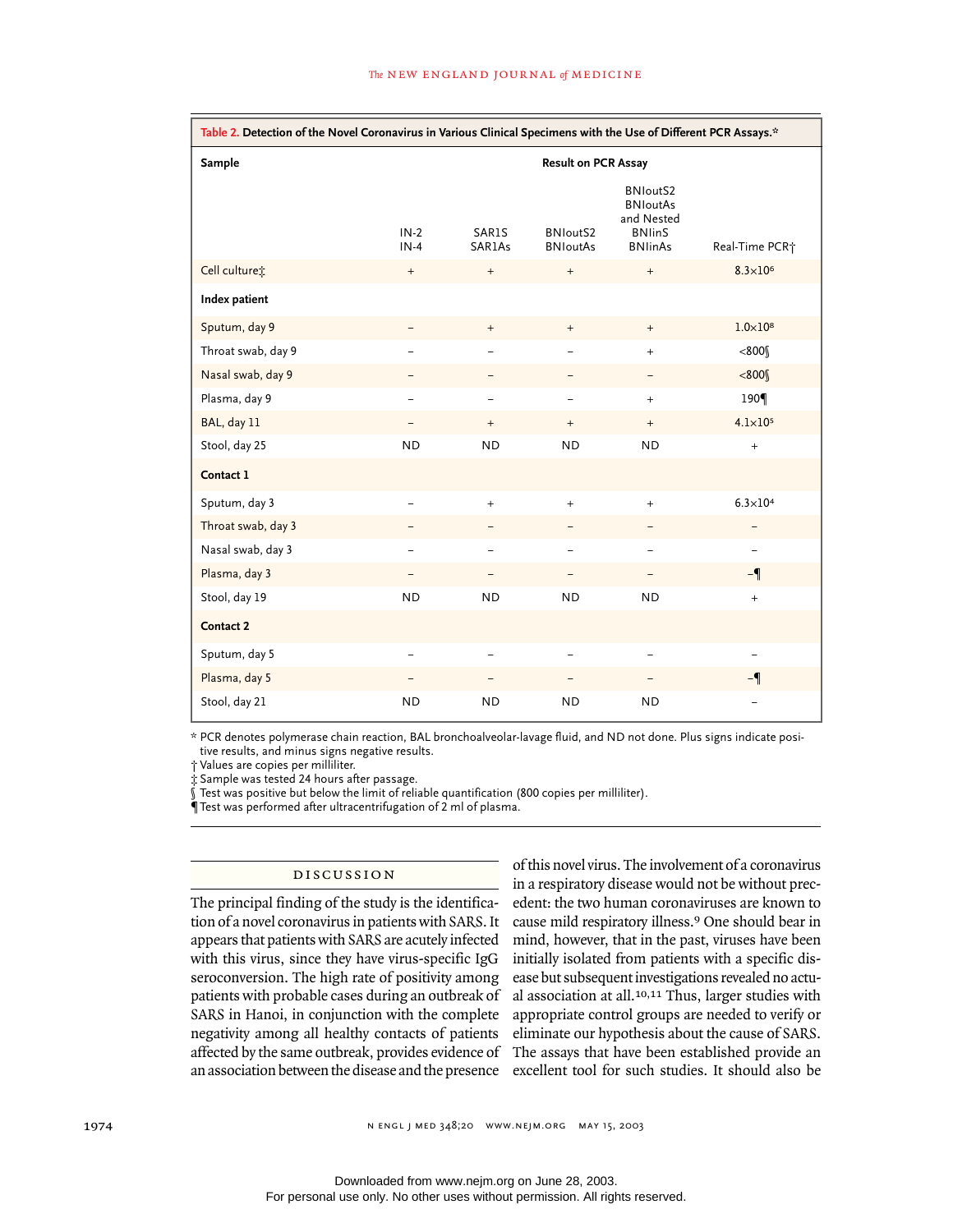**Table 2. Detection of the Novel Coronavirus in Various Clinical Specimens with the Use of Different PCR Assays.***

| Sample | Result on PCR Assay | | | | |
|---|---|---|---|---|---|
| | IN-2 IN-4 | SAR1S SAR1As | BNIoutS2 BNIoutAs | BNIoutS2 BNIoutAs and Nested BNIinS BNIinAs | Real-Time PCR† |
| Cell culture‡ | + | + | + | + | $8.3 \times 10^6$ |
| **Index patient** | | | | | |
| Sputum, day 9 | – | + | + | + | $1.0 \times 10^8$ |
| Throat swab, day 9 | – | – | – | + | <800§ |
| Nasal swab, day 9 | – | – | – | – | <800§ |
| Plasma, day 9 | – | – | – | + | 190¶ |
| BAL, day 11 | – | + | + | + | $4.1 \times 10^5$ |
| Stool, day 25 | ND | ND | ND | ND | + |
| **Contact 1** | | | | | |
| Sputum, day 3 | – | + | + | + | $6.3 \times 10^4$ |
| Throat swab, day 3 | – | – | – | – | – |
| Nasal swab, day 3 | – | – | – | – | – |
| Plasma, day 3 | – | – | – | – | –¶ |
| Stool, day 19 | ND | ND | ND | ND | + |
| **Contact 2** | | | | | |
| Sputum, day 5 | – | – | – | – | – |
| Plasma, day 5 | – | – | – | – | –¶ |
| Stool, day 21 | ND | ND | ND | ND | – |

\* PCR denotes polymerase chain reaction, BAL bronchoalveolar-lavage fluid, and ND not done. Plus signs indicate positive results, and minus signs negative results.

† Values are copies per milliliter.

‡ Sample was tested 24 hours after passage.

§ Test was positive but below the limit of reliable quantification (800 copies per milliliter).

¶ Test was performed after ultracentrifugation of 2 ml of plasma.

## DISCUSSION

The principal finding of the study is the identification of a novel coronavirus in patients with SARS. It appears that patients with SARS are acutely infected with this virus, since they have virus-specific IgG seroconversion. The high rate of positivity among patients with probable cases during an outbreak of SARS in Hanoi, in conjunction with the complete negativity among all healthy contacts of patients affected by the same outbreak, provides evidence of an association between the disease and the presence of this novel virus. The involvement of a coronavirus in a respiratory disease would not be without precedent: the two human coronaviruses are known to cause mild respiratory illness.[9] One should bear in mind, however, that in the past, viruses have been initially isolated from patients with a specific disease but subsequent investigations revealed no actual association at all.[10,11] Thus, larger studies with appropriate control groups are needed to verify or eliminate our hypothesis about the cause of SARS. The assays that have been established provide an excellent tool for such studies. It should also be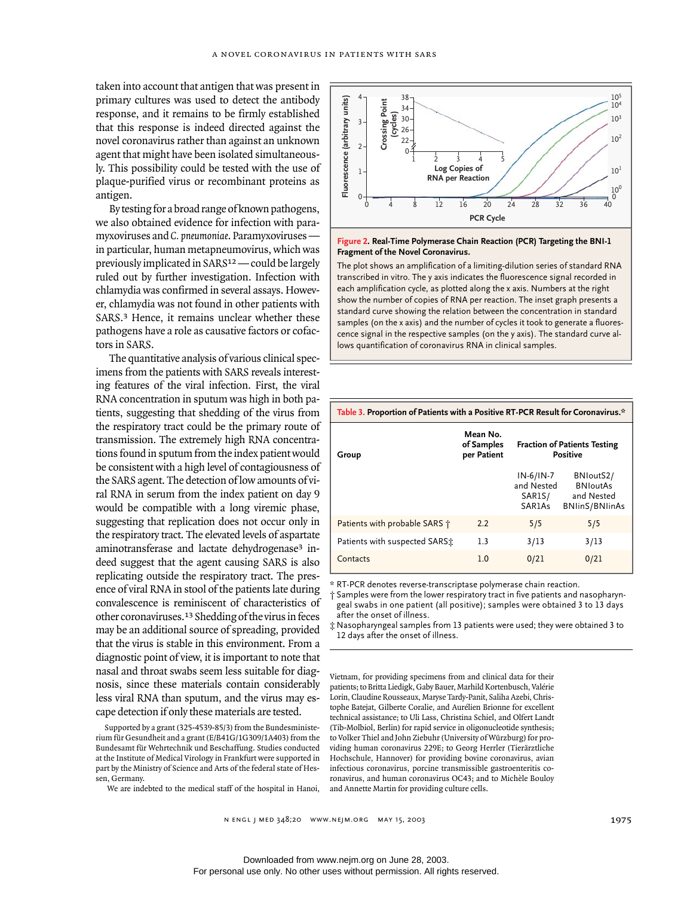taken into account that antigen that was present in primary cultures was used to detect the antibody response, and it remains to be firmly established that this response is indeed directed against the novel coronavirus rather than against an unknown agent that might have been isolated simultaneously. This possibility could be tested with the use of plaque-purified virus or recombinant proteins as antigen.

By testing for a broad range of known pathogens, we also obtained evidence for infection with paramyxoviruses and *C. pneumoniae*. Paramyxoviruses — in particular, human metapneumovirus, which was previously implicated in SARS[12] — could be largely ruled out by further investigation. Infection with chlamydia was confirmed in several assays. However, chlamydia was not found in other patients with SARS.[3] Hence, it remains unclear whether these pathogens have a role as causative factors or cofactors in SARS.

The quantitative analysis of various clinical specimens from the patients with SARS reveals interesting features of the viral infection. First, the viral RNA concentration in sputum was high in both patients, suggesting that shedding of the virus from the respiratory tract could be the primary route of transmission. The extremely high RNA concentrations found in sputum from the index patient would be consistent with a high level of contagiousness of the SARS agent. The detection of low amounts of viral RNA in serum from the index patient on day 9 would be compatible with a long viremic phase, suggesting that replication does not occur only in the respiratory tract. The elevated levels of aspartate aminotransferase and lactate dehydrogenase[3] indeed suggest that the agent causing SARS is also replicating outside the respiratory tract. The presence of viral RNA in stool of the patients late during convalescence is reminiscent of characteristics of other coronaviruses.[13] Shedding of the virus in feces may be an additional source of spreading, provided that the virus is stable in this environment. From a diagnostic point of view, it is important to note that nasal and throat swabs seem less suitable for diagnosis, since these materials contain considerably less viral RNA than sputum, and the virus may escape detection if only these materials are tested.

**Figure 2. Real-Time Polymerase Chain Reaction (PCR) Targeting the BNI-1 Fragment of the Novel Coronavirus.**

The plot shows an amplification of a limiting-dilution series of standard RNA transcribed in vitro. The y axis indicates the fluorescence signal recorded in each amplification cycle, as plotted along the x axis. Numbers at the right show the number of copies of RNA per reaction. The inset graph presents a standard curve showing the relation between the concentration in standard samples (on the x axis) and the number of cycles it took to generate a fluorescence signal in the respective samples (on the y axis). The standard curve allows quantification of coronavirus RNA in clinical samples.

**Table 3. Proportion of Patients with a Positive RT-PCR Result for Coronavirus.***

| Group | Mean No. of Samples per Patient | Fraction of Patients Testing Positive | |
|---|---|---|---|
| | | IN-6/IN-7 and Nested SAR1S/SAR1As | BNIoutS2/BNIoutAs and Nested BNIinS/BNIinAs |
| Patients with probable SARS † | 2.2 | 5/5 | 5/5 |
| Patients with suspected SARS‡ | 1.3 | 3/13 | 3/13 |
| Contacts | 1.0 | 0/21 | 0/21 |

\* RT-PCR denotes reverse-transcriptase polymerase chain reaction.

† Samples were from the lower respiratory tract in five patients and nasopharyngeal swabs in one patient (all positive); samples were obtained 3 to 13 days after the onset of illness.

‡ Nasopharyngeal samples from 13 patients were used; they were obtained 3 to 12 days after the onset of illness.

Supported by a grant (325-4539-85/3) from the Bundesministerium für Gesundheit and a grant (E/B41G/1G309/1A403) from the Bundesamt für Wehrtechnik und Beschaffung. Studies conducted at the Institute of Medical Virology in Frankfurt were supported in part by the Ministry of Science and Arts of the federal state of Hessen, Germany.

We are indebted to the medical staff of the hospital in Hanoi, Vietnam, for providing specimens from and clinical data for their patients; to Britta Liedigk, Gaby Bauer, Marhild Kortenbusch, Valérie Lorin, Claudine Rousseaux, Maryse Tardy-Panit, Saliha Azebi, Christophe Batejat, Gilberte Coralie, and Aurélien Brionne for excellent technical assistance; to Uli Lass, Christina Schiel, and Olfert Landt (Tib-Molbiol, Berlin) for rapid service in oligonucleotide synthesis; to Volker Thiel and John Ziebuhr (University of Würzburg) for providing human coronavirus 229E; to Georg Herrler (Tierärztliche Hochschule, Hannover) for providing bovine coronavirus, avian infectious coronavirus, porcine transmissible gastroenteritis coronavirus, and human coronavirus OC43; and to Michèle Bouloy and Annette Martin for providing culture cells.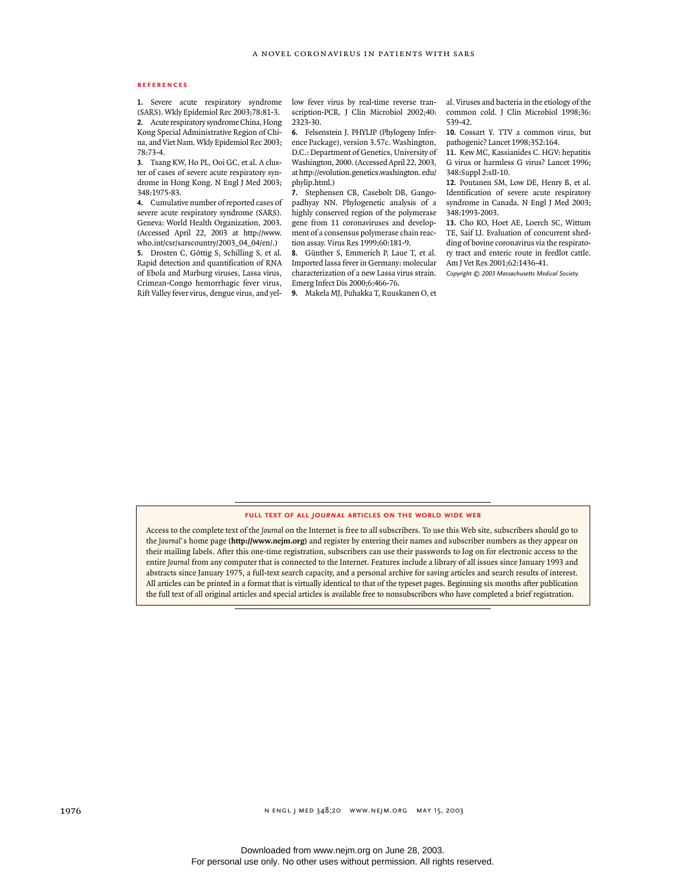## References

1. Severe acute respiratory syndrome (SARS). Wkly Epidemiol Rec 2003;78:81-3.
2. Acute respiratory syndrome China, Hong Kong Special Administrative Region of China, and Viet Nam. Wkly Epidemiol Rec 2003; 78:73-4.
3. Tsang KW, Ho PL, Ooi GC, et al. A cluster of cases of severe acute respiratory syndrome in Hong Kong. N Engl J Med 2003; 348:1975-83.
4. Cumulative number of reported cases of severe acute respiratory syndrome (SARS). Geneva: World Health Organization, 2003. (Accessed April 22, 2003 at http://www.who.int/csr/sarscountry/2003_04_04/en/.)
5. Drosten C, Göttig S, Schilling S, et al. Rapid detection and quantification of RNA of Ebola and Marburg viruses, Lassa virus, Crimean-Congo hemorrhagic fever virus, Rift Valley fever virus, dengue virus, and yellow fever virus by real-time reverse transcription-PCR. J Clin Microbiol 2002;40: 2323-30.
6. Felsenstein J. PHYLIP (Phylogeny Inference Package), version 3.57c. Washington, D.C.: Department of Genetics, University of Washington, 2000. (Accessed April 22, 2003, at http://evolution.genetics.washington.edu/phylip.html.)
7. Stephensen CB, Casebolt DB, Gangopadhyay NN. Phylogenetic analysis of a highly conserved region of the polymerase gene from 11 coronaviruses and development of a consensus polymerase chain reaction assay. Virus Res 1999;60:181-9.
8. Günther S, Emmerich P, Laue T, et al. Imported lassa fever in Germany: molecular characterization of a new Lassa virus strain. Emerg Infect Dis 2000;6:466-76.
9. Makela MJ, Puhakka T, Ruuskanen O, et al. Viruses and bacteria in the etiology of the common cold. J Clin Microbiol 1998;36: 539-42.
10. Cossart Y. TTV a common virus, but pathogenic? Lancet 1998;352:164.
11. Kew MC, Kassianides C. HGV: hepatitis G virus or harmless G virus? Lancet 1996; 348:Suppl 2:sII-10.
12. Poutanen SM, Low DE, Henry B, et al. Identification of severe acute respiratory syndrome in Canada. N Engl J Med 2003; 348:1993-2003.
13. Cho KO, Hoet AE, Loerch SC, Wittum TE, Saif LJ. Evaluation of concurrent shedding of bovine coronavirus via the respiratory tract and enteric route in feedlot cattle. Am J Vet Res 2001;62:1436-41.

*Copyright © 2003 Massachusetts Medical Society.*

### Full text of all *Journal* articles on the World Wide Web

Access to the complete text of the *Journal* on the Internet is free to all subscribers. To use this Web site, subscribers should go to the *Journal*'s home page (**http://www.nejm.org**) and register by entering their names and subscriber numbers as they appear on their mailing labels. After this one-time registration, subscribers can use their passwords to log on for electronic access to the entire *Journal* from any computer that is connected to the Internet. Features include a library of all issues since January 1993 and abstracts since January 1975, a full-text search capacity, and a personal archive for saving articles and search results of interest. All articles can be printed in a format that is virtually identical to that of the typeset pages. Beginning six months after publication the full text of all original articles and special articles is available free to nonsubscribers who have completed a brief registration.